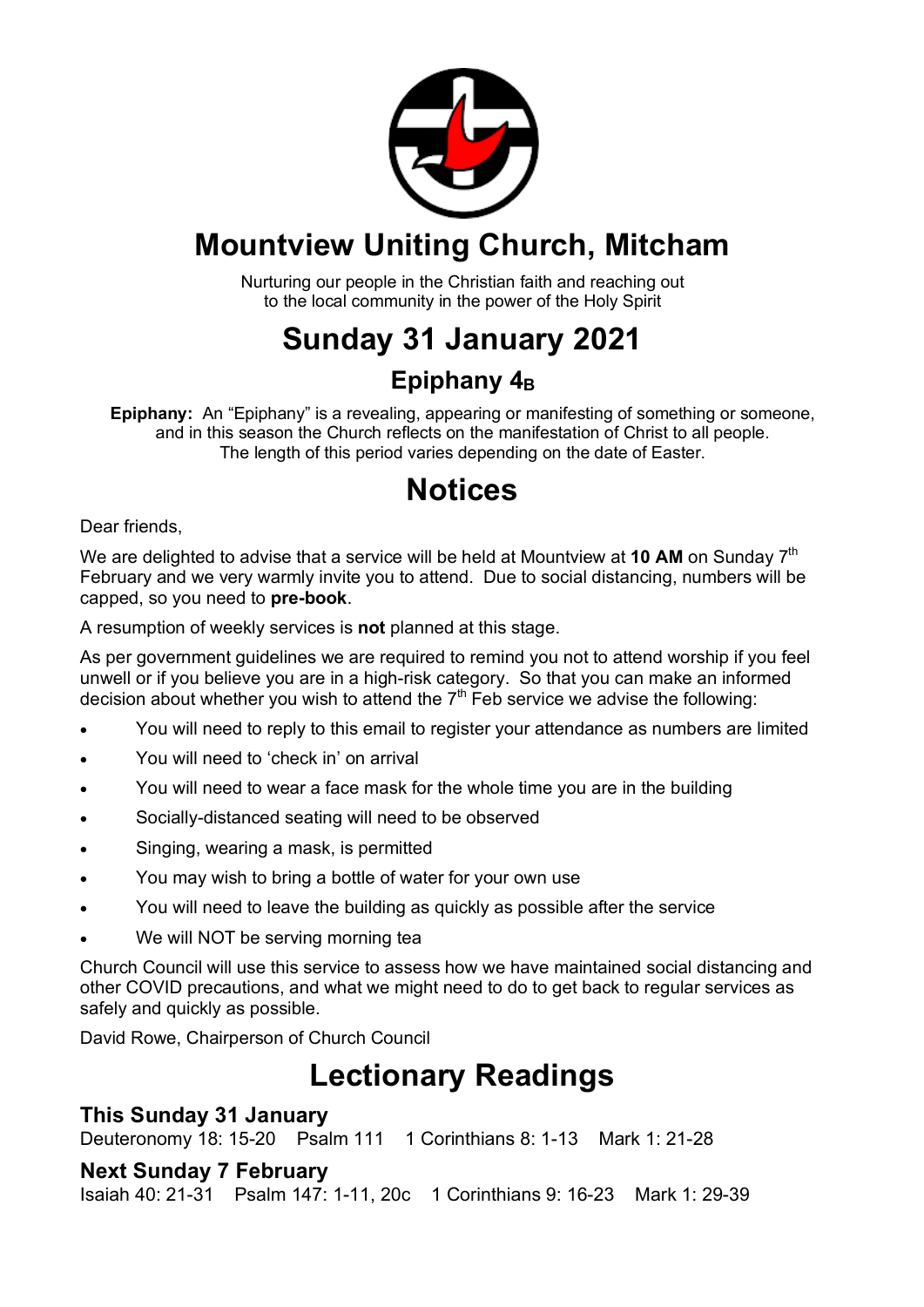# Mountview Uniting Church, Mitcham

Nurturing our people in the Christian faith and reaching out
to the local community in the power of the Holy Spirit

# Sunday 31 January 2021

## Epiphany $4_B$

**Epiphany:** An "Epiphany" is a revealing, appearing or manifesting of something or someone, and in this season the Church reflects on the manifestation of Christ to all people. The length of this period varies depending on the date of Easter.

# Notices

Dear friends,

We are delighted to advise that a service will be held at Mountview at **10 AM** on Sunday 7th February and we very warmly invite you to attend. Due to social distancing, numbers will be capped, so you need to **pre-book**.

A resumption of weekly services is **not** planned at this stage.

As per government guidelines we are required to remind you not to attend worship if you feel unwell or if you believe you are in a high-risk category. So that you can make an informed decision about whether you wish to attend the 7th Feb service we advise the following:

- You will need to reply to this email to register your attendance as numbers are limited
- You will need to 'check in' on arrival
- You will need to wear a face mask for the whole time you are in the building
- Socially-distanced seating will need to be observed
- Singing, wearing a mask, is permitted
- You may wish to bring a bottle of water for your own use
- You will need to leave the building as quickly as possible after the service
- We will NOT be serving morning tea

Church Council will use this service to assess how we have maintained social distancing and other COVID precautions, and what we might need to do to get back to regular services as safely and quickly as possible.

David Rowe, Chairperson of Church Council

# Lectionary Readings

### This Sunday 31 January

Deuteronomy 18: 15-20 Psalm 111 1 Corinthians 8: 1-13 Mark 1: 21-28

### Next Sunday 7 February

Isaiah 40: 21-31 Psalm 147: 1-11, 20c 1 Corinthians 9: 16-23 Mark 1: 29-39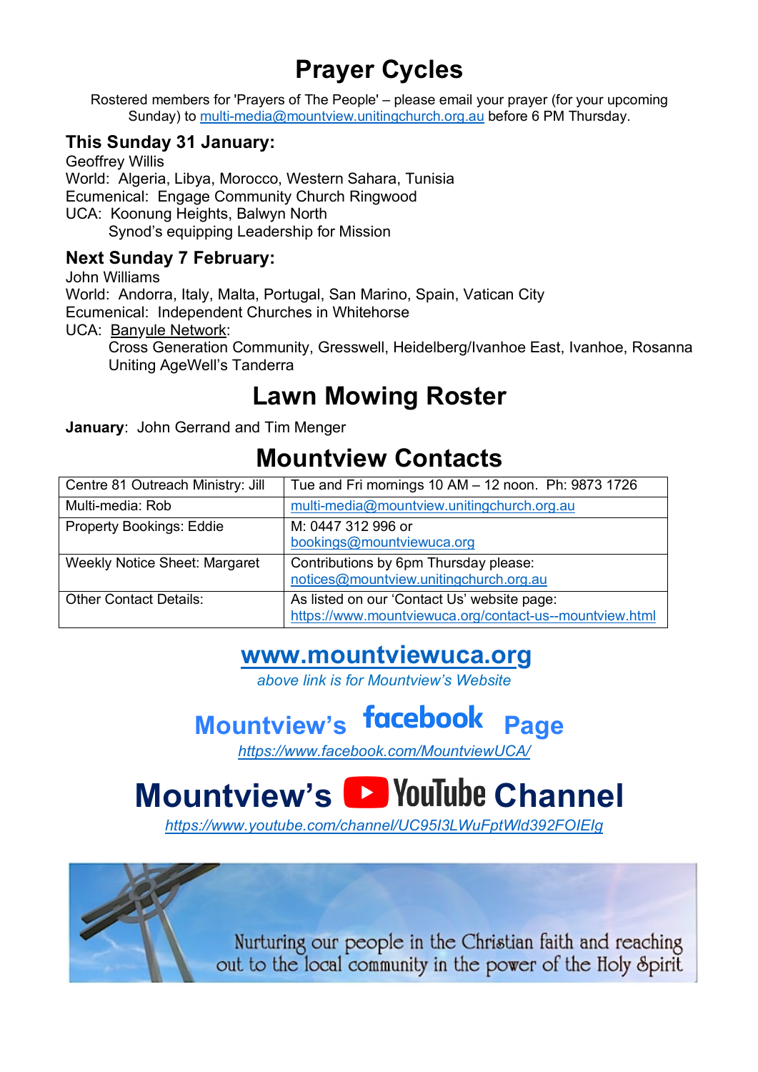# Prayer Cycles

Rostered members for 'Prayers of The People' – please email your prayer (for your upcoming Sunday) to multi-media@mountview.unitingchurch.org.au before 6 PM Thursday.

### This Sunday 31 January:

Geoffrey Willis
World: Algeria, Libya, Morocco, Western Sahara, Tunisia
Ecumenical: Engage Community Church Ringwood
UCA: Koonung Heights, Balwyn North
Synod's equipping Leadership for Mission

### Next Sunday 7 February:

John Williams
World: Andorra, Italy, Malta, Portugal, San Marino, Spain, Vatican City
Ecumenical: Independent Churches in Whitehorse
UCA: Banyule Network:
Cross Generation Community, Gresswell, Heidelberg/Ivanhoe East, Ivanhoe, Rosanna
Uniting AgeWell's Tanderra

# Lawn Mowing Roster

**January**: John Gerrand and Tim Menger

# Mountview Contacts

| | |
|---|---|
| Centre 81 Outreach Ministry: Jill | Tue and Fri mornings 10 AM – 12 noon. Ph: 9873 1726 |
| Multi-media: Rob | multi-media@mountview.unitingchurch.org.au |
| Property Bookings: Eddie | M: 0447 312 996 or bookings@mountviewuca.org |
| Weekly Notice Sheet: Margaret | Contributions by 6pm Thursday please: notices@mountview.unitingchurch.org.au |
| Other Contact Details: | As listed on our 'Contact Us' website page: https://www.mountviewuca.org/contact-us--mountview.html |

## www.mountviewuca.org

*above link is for Mountview's Website*

## Mountview's facebook Page

*https://www.facebook.com/MountviewUCA/*

# Mountview's YouTube Channel

*https://www.youtube.com/channel/UC95I3LWuFptWld392FOIElg*

Nurturing our people in the Christian faith and reaching out to the local community in the power of the Holy Spirit